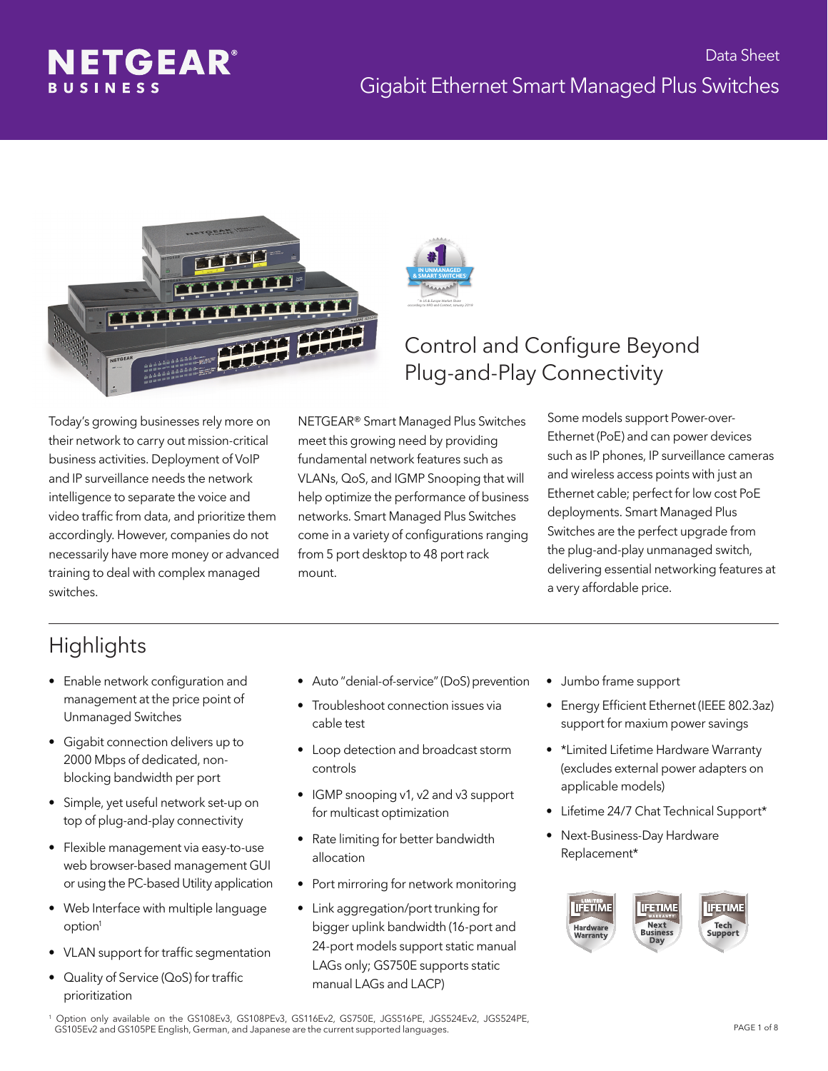NETGEAR® BUSINESS

Data Sheet

# Gigabit Ethernet Smart Managed Plus Switches

## Control and Configure Beyond Plug-and-Play Connectivity

Today's growing businesses rely more on their network to carry out mission-critical business activities. Deployment of VoIP and IP surveillance needs the network intelligence to separate the voice and video traffic from data, and prioritize them accordingly. However, companies do not necessarily have more money or advanced training to deal with complex managed switches.

NETGEAR® Smart Managed Plus Switches meet this growing need by providing fundamental network features such as VLANs, QoS, and IGMP Snooping that will help optimize the performance of business networks. Smart Managed Plus Switches come in a variety of configurations ranging from 5 port desktop to 48 port rack mount.

Some models support Power-over-Ethernet (PoE) and can power devices such as IP phones, IP surveillance cameras and wireless access points with just an Ethernet cable; perfect for low cost PoE deployments. Smart Managed Plus Switches are the perfect upgrade from the plug-and-play unmanaged switch, delivering essential networking features at a very affordable price.

## Highlights

- Enable network configuration and management at the price point of Unmanaged Switches
- Gigabit connection delivers up to 2000 Mbps of dedicated, non-blocking bandwidth per port
- Simple, yet useful network set-up on top of plug-and-play connectivity
- Flexible management via easy-to-use web browser-based management GUI or using the PC-based Utility application
- Web Interface with multiple language option[1]
- VLAN support for traffic segmentation
- Quality of Service (QoS) for traffic prioritization
- Auto "denial-of-service" (DoS) prevention
- Troubleshoot connection issues via cable test
- Loop detection and broadcast storm controls
- IGMP snooping v1, v2 and v3 support for multicast optimization
- Rate limiting for better bandwidth allocation
- Port mirroring for network monitoring
- Link aggregation/port trunking for bigger uplink bandwidth (16-port and 24-port models support static manual LAGs only; GS750E supports static manual LAGs and LACP)
- Jumbo frame support
- Energy Efficient Ethernet (IEEE 802.3az) support for maxium power savings
- *Limited Lifetime Hardware Warranty (excludes external power adapters on applicable models)
- Lifetime 24/7 Chat Technical Support*
- Next-Business-Day Hardware Replacement*

[1] Option only available on the GS108Ev3, GS108PEv3, GS116Ev2, GS750E, JGS516PE, JGS524Ev2, JGS524PE, GS105Ev2 and GS105PE English, German, and Japanese are the current supported languages.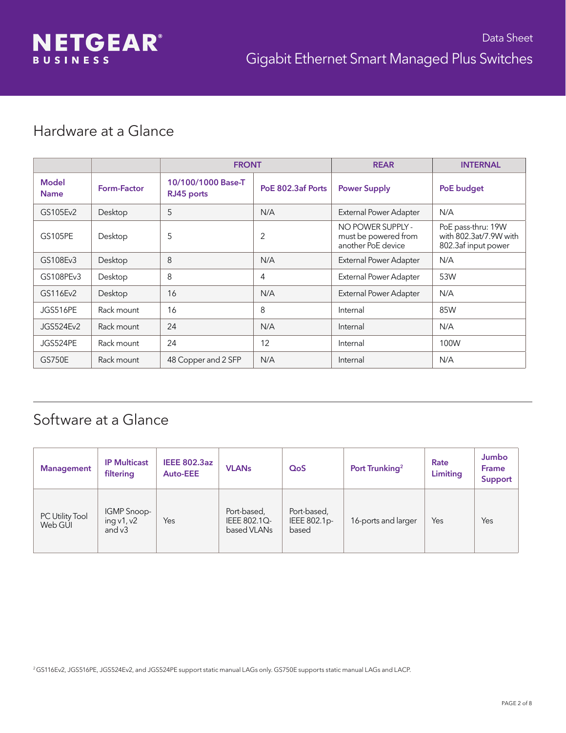## Hardware at a Glance

| | | FRONT | | REAR | INTERNAL |
|---|---|---|---|---|---|
| **Model Name** | **Form-Factor** | **10/100/1000 Base-T RJ45 ports** | **PoE 802.3af Ports** | **Power Supply** | **PoE budget** |
| GS105Ev2 | Desktop | 5 | N/A | External Power Adapter | N/A |
| GS105PE | Desktop | 5 | 2 | NO POWER SUPPLY - must be powered from another PoE device | PoE pass-thru: 19W with 802.3at/7.9W with 802.3af input power |
| GS108Ev3 | Desktop | 8 | N/A | External Power Adapter | N/A |
| GS108PEv3 | Desktop | 8 | 4 | External Power Adapter | 53W |
| GS116Ev2 | Desktop | 16 | N/A | External Power Adapter | N/A |
| JGS516PE | Rack mount | 16 | 8 | Internal | 85W |
| JGS524Ev2 | Rack mount | 24 | N/A | Internal | N/A |
| JGS524PE | Rack mount | 24 | 12 | Internal | 100W |
| GS750E | Rack mount | 48 Copper and 2 SFP | N/A | Internal | N/A |

## Software at a Glance

| Management | IP Multicast filtering | IEEE 802.3az Auto-EEE | VLANs | QoS | Port Trunking[2] | Rate Limiting | Jumbo Frame Support |
|---|---|---|---|---|---|---|---|
| PC Utility Tool Web GUI | IGMP Snooping v1, v2 and v3 | Yes | Port-based, IEEE 802.1Q-based VLANs | Port-based, IEEE 802.1p-based | 16-ports and larger | Yes | Yes |

[2] GS116Ev2, JGS516PE, JGS524Ev2, and JGS524PE support static manual LAGs only. GS750E supports static manual LAGs and LACP.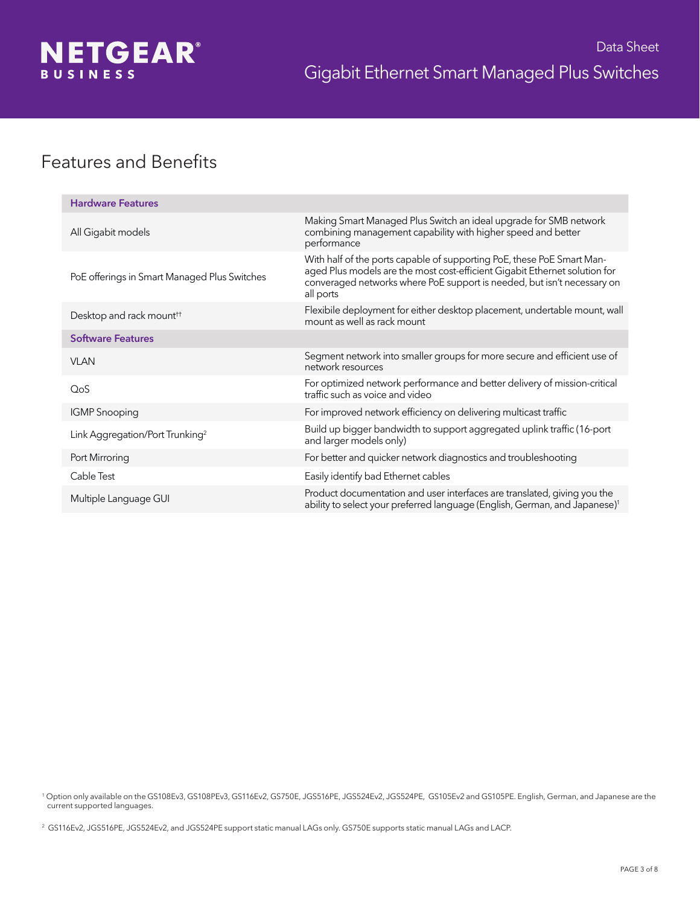## Features and Benefits

| Hardware Features | |
|---|---|
| All Gigabit models | Making Smart Managed Plus Switch an ideal upgrade for SMB network combining management capability with higher speed and better performance |
| PoE offerings in Smart Managed Plus Switches | With half of the ports capable of supporting PoE, these PoE Smart Managed Plus models are the most cost-efficient Gigabit Ethernet solution for converaged networks where PoE support is needed, but isn't necessary on all ports |
| Desktop and rack mount†† | Flexibile deployment for either desktop placement, undertable mount, wall mount as well as rack mount |
| **Software Features** | |
| VLAN | Segment network into smaller groups for more secure and efficient use of network resources |
| QoS | For optimized network performance and better delivery of mission-critical traffic such as voice and video |
| IGMP Snooping | For improved network efficiency on delivering multicast traffic |
| Link Aggregation/Port Trunking[2] | Build up bigger bandwidth to support aggregated uplink traffic (16-port and larger models only) |
| Port Mirroring | For better and quicker network diagnostics and troubleshooting |
| Cable Test | Easily identify bad Ethernet cables |
| Multiple Language GUI | Product documentation and user interfaces are translated, giving you the ability to select your preferred language (English, German, and Japanese)[1] |

[1] Option only available on the GS108Ev3, GS108PEv3, GS116Ev2, GS750E, JGS516PE, JGS524Ev2, JGS524PE, GS105Ev2 and GS105PE. English, German, and Japanese are the current supported languages.

[2] GS116Ev2, JGS516PE, JGS524Ev2, and JGS524PE support static manual LAGs only. GS750E supports static manual LAGs and LACP.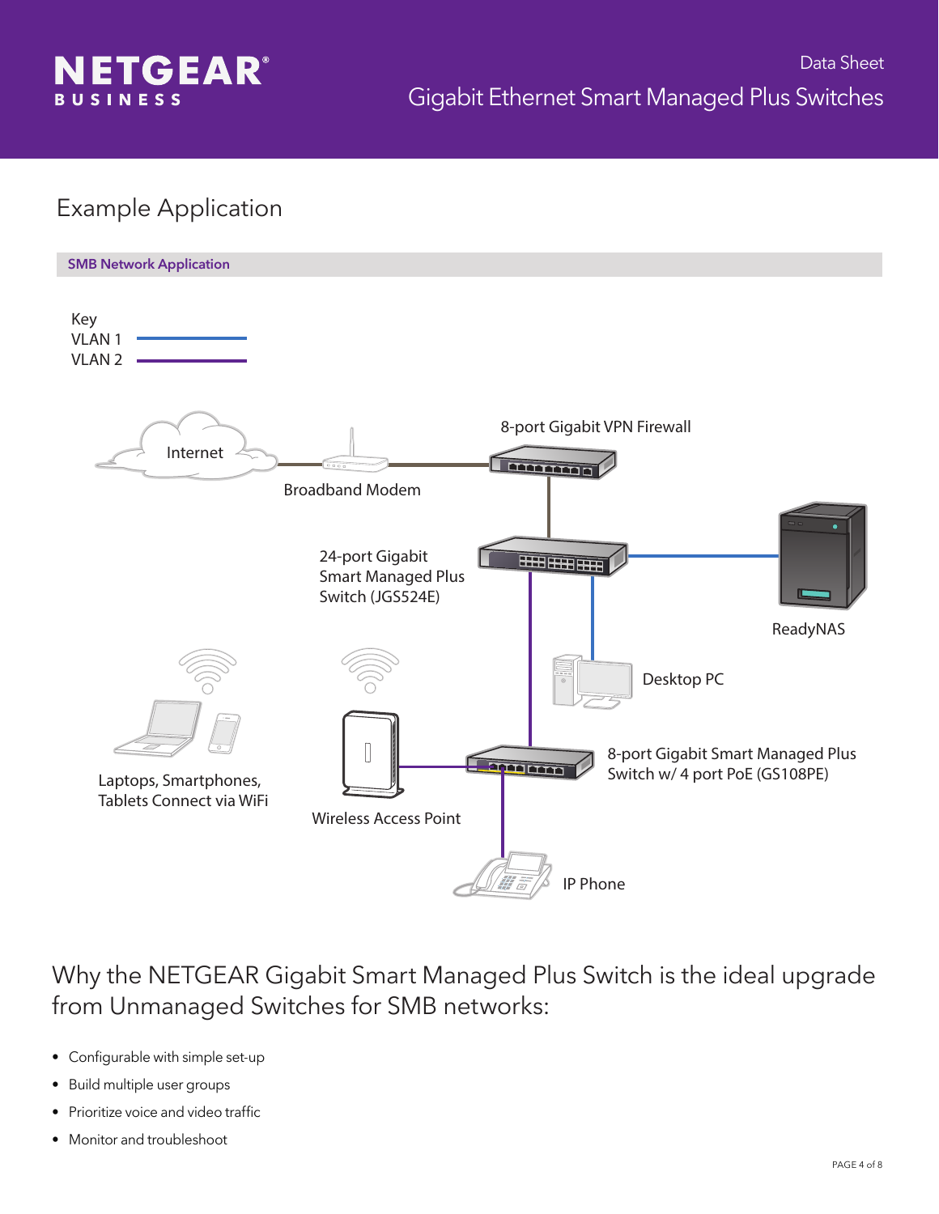## Example Application

**SMB Network Application**

Key
VLAN 1
VLAN 2

Internet

Broadband Modem

8-port Gigabit VPN Firewall

24-port Gigabit Smart Managed Plus Switch (JGS524E)

ReadyNAS

Desktop PC

Laptops, Smartphones, Tablets Connect via WiFi

Wireless Access Point

8-port Gigabit Smart Managed Plus Switch w/ 4 port PoE (GS108PE)

IP Phone

## Why the NETGEAR Gigabit Smart Managed Plus Switch is the ideal upgrade from Unmanaged Switches for SMB networks:

- Configurable with simple set-up
- Build multiple user groups
- Prioritize voice and video traffic
- Monitor and troubleshoot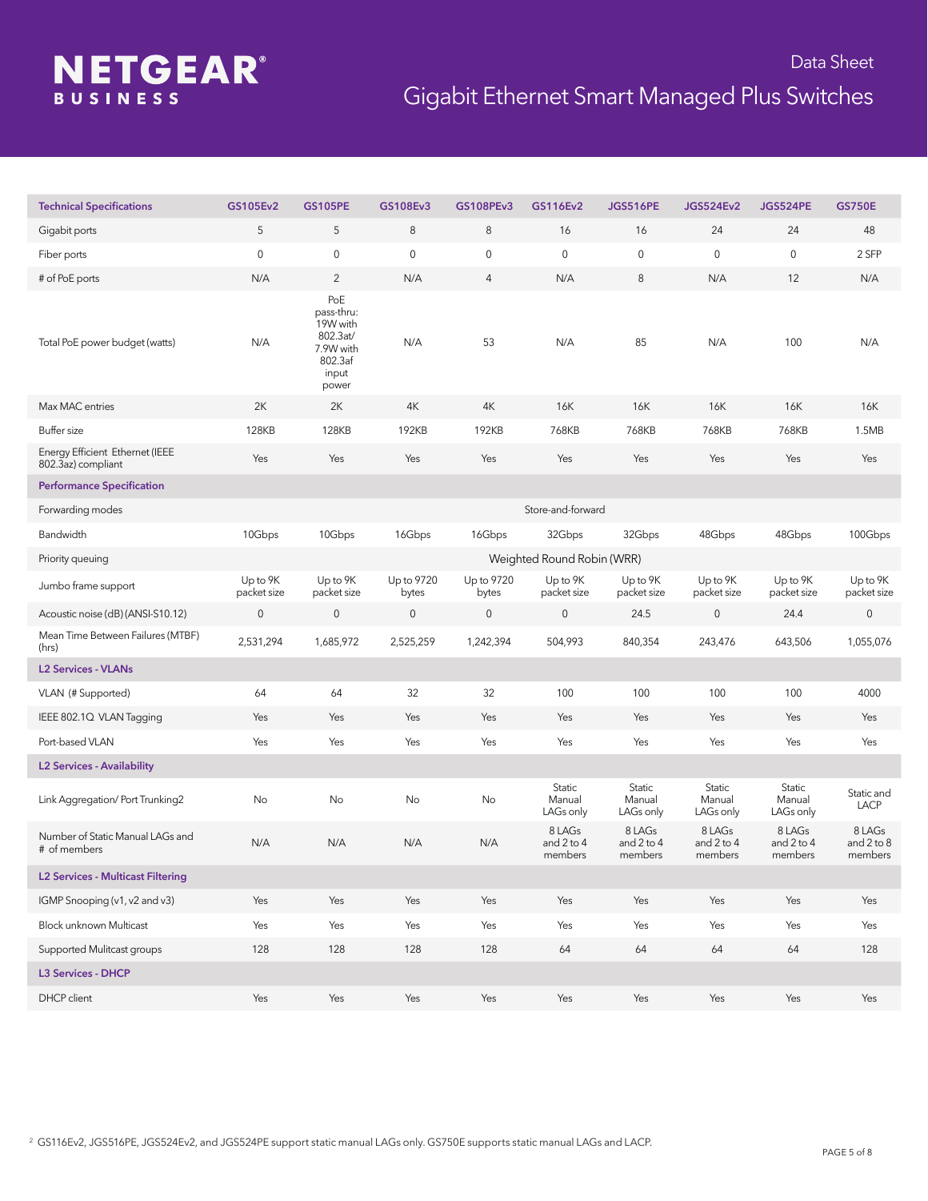# Data Sheet

## Gigabit Ethernet Smart Managed Plus Switches

| Technical Specifications | GS105Ev2 | GS105PE | GS108Ev3 | GS108PEv3 | GS116Ev2 | JGS516PE | JGS524Ev2 | JGS524PE | GS750E |
|---|---|---|---|---|---|---|---|---|---|
| Gigabit ports | 5 | 5 | 8 | 8 | 16 | 16 | 24 | 24 | 48 |
| Fiber ports | 0 | 0 | 0 | 0 | 0 | 0 | 0 | 0 | 2 SFP |
| # of PoE ports | N/A | 2 | N/A | 4 | N/A | 8 | N/A | 12 | N/A |
| Total PoE power budget (watts) | N/A | PoE pass-thru: 19W with 802.3at/ 7.9W with 802.3af input power | N/A | 53 | N/A | 85 | N/A | 100 | N/A |
| Max MAC entries | 2K | 2K | 4K | 4K | 16K | 16K | 16K | 16K | 16K |
| Buffer size | 128KB | 128KB | 192KB | 192KB | 768KB | 768KB | 768KB | 768KB | 1.5MB |
| Energy Efficient Ethernet (IEEE 802.3az) compliant | Yes | Yes | Yes | Yes | Yes | Yes | Yes | Yes | Yes |
| **Performance Specification** | | | | | | | | | |
| Forwarding modes | Store-and-forward | | | | | | | | |
| Bandwidth | 10Gbps | 10Gbps | 16Gbps | 16Gbps | 32Gbps | 32Gbps | 48Gbps | 48Gbps | 100Gbps |
| Priority queuing | Weighted Round Robin (WRR) | | | | | | | | |
| Jumbo frame support | Up to 9K packet size | Up to 9K packet size | Up to 9720 bytes | Up to 9720 bytes | Up to 9K packet size | Up to 9K packet size | Up to 9K packet size | Up to 9K packet size | Up to 9K packet size |
| Acoustic noise (dB) (ANSI-S10.12) | 0 | 0 | 0 | 0 | 0 | 24.5 | 0 | 24.4 | 0 |
| Mean Time Between Failures (MTBF) (hrs) | 2,531,294 | 1,685,972 | 2,525,259 | 1,242,394 | 504,993 | 840,354 | 243,476 | 643,506 | 1,055,076 |
| **L2 Services - VLANs** | | | | | | | | | |
| VLAN (# Supported) | 64 | 64 | 32 | 32 | 100 | 100 | 100 | 100 | 4000 |
| IEEE 802.1Q VLAN Tagging | Yes | Yes | Yes | Yes | Yes | Yes | Yes | Yes | Yes |
| Port-based VLAN | Yes | Yes | Yes | Yes | Yes | Yes | Yes | Yes | Yes |
| **L2 Services - Availability** | | | | | | | | | |
| Link Aggregation/ Port Trunking[2] | No | No | No | No | Static Manual LAGs only | Static Manual LAGs only | Static Manual LAGs only | Static Manual LAGs only | Static and LACP |
| Number of Static Manual LAGs and # of members | N/A | N/A | N/A | N/A | 8 LAGs and 2 to 4 members | 8 LAGs and 2 to 4 members | 8 LAGs and 2 to 4 members | 8 LAGs and 2 to 4 members | 8 LAGs and 2 to 8 members |
| **L2 Services - Multicast Filtering** | | | | | | | | | |
| IGMP Snooping (v1, v2 and v3) | Yes | Yes | Yes | Yes | Yes | Yes | Yes | Yes | Yes |
| Block unknown Multicast | Yes | Yes | Yes | Yes | Yes | Yes | Yes | Yes | Yes |
| Supported Mulitcast groups | 128 | 128 | 128 | 128 | 64 | 64 | 64 | 64 | 128 |
| **L3 Services - DHCP** | | | | | | | | | |
| DHCP client | Yes | Yes | Yes | Yes | Yes | Yes | Yes | Yes | Yes |

[2] GS116Ev2, JGS516PE, JGS524Ev2, and JGS524PE support static manual LAGs only. GS750E supports static manual LAGs and LACP.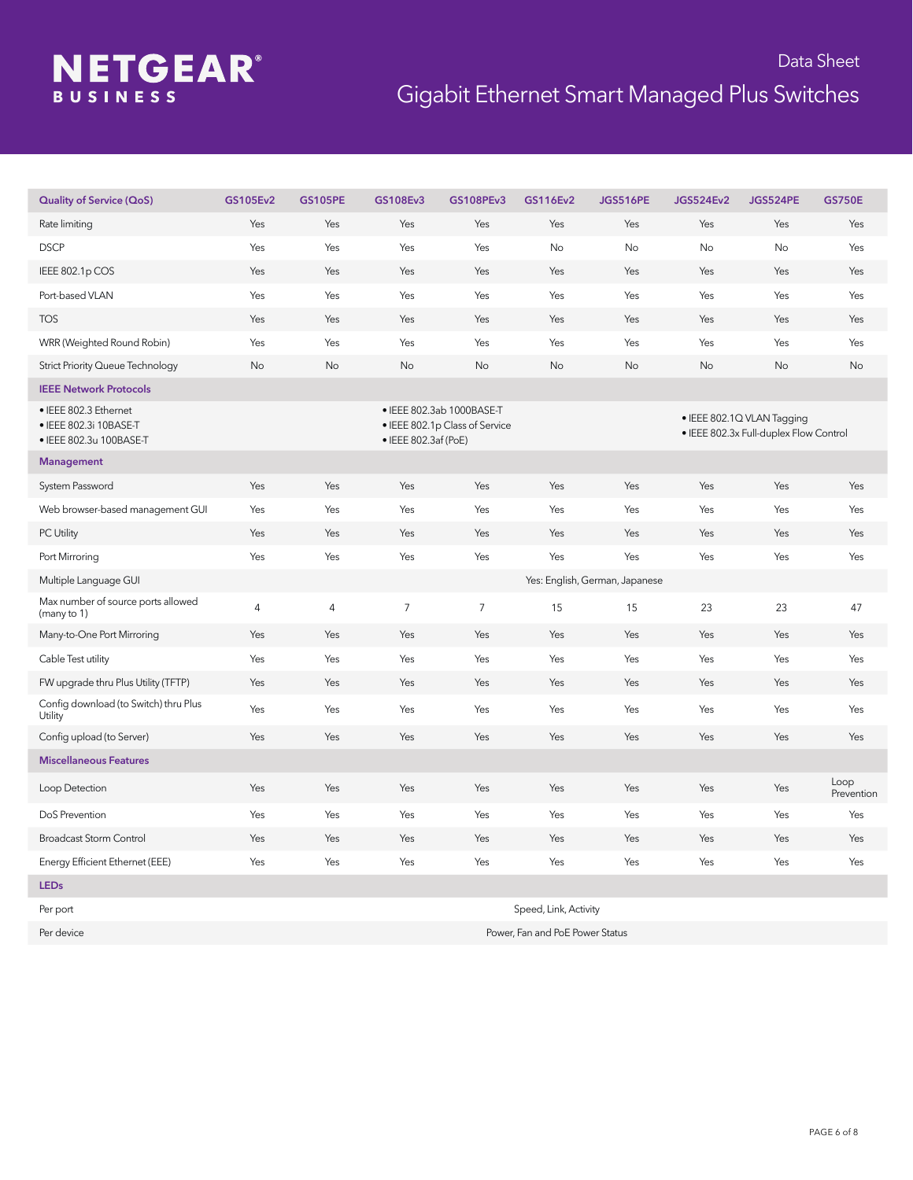Data Sheet

# Gigabit Ethernet Smart Managed Plus Switches

| Quality of Service (QoS) | GS105Ev2 | GS105PE | GS108Ev3 | GS108PEv3 | GS116Ev2 | JGS516PE | JGS524Ev2 | JGS524PE | GS750E |
|---|---|---|---|---|---|---|---|---|---|
| Rate limiting | Yes | Yes | Yes | Yes | Yes | Yes | Yes | Yes | Yes |
| DSCP | Yes | Yes | Yes | Yes | No | No | No | No | Yes |
| IEEE 802.1p COS | Yes | Yes | Yes | Yes | Yes | Yes | Yes | Yes | Yes |
| Port-based VLAN | Yes | Yes | Yes | Yes | Yes | Yes | Yes | Yes | Yes |
| TOS | Yes | Yes | Yes | Yes | Yes | Yes | Yes | Yes | Yes |
| WRR (Weighted Round Robin) | Yes | Yes | Yes | Yes | Yes | Yes | Yes | Yes | Yes |
| Strict Priority Queue Technology | No | No | No | No | No | No | No | No | No |
| **IEEE Network Protocols** | | | | | | | | | |
| • IEEE 802.3 Ethernet<br>• IEEE 802.3i 10BASE-T<br>• IEEE 802.3u 100BASE-T | | | • IEEE 802.3ab 1000BASE-T<br>• IEEE 802.1p Class of Service<br>• IEEE 802.3af (PoE) | | | | • IEEE 802.1Q VLAN Tagging<br>• IEEE 802.3x Full-duplex Flow Control | | |
| **Management** | | | | | | | | | |
| System Password | Yes | Yes | Yes | Yes | Yes | Yes | Yes | Yes | Yes |
| Web browser-based management GUI | Yes | Yes | Yes | Yes | Yes | Yes | Yes | Yes | Yes |
| PC Utility | Yes | Yes | Yes | Yes | Yes | Yes | Yes | Yes | Yes |
| Port Mirroring | Yes | Yes | Yes | Yes | Yes | Yes | Yes | Yes | Yes |
| Multiple Language GUI | Yes: English, German, Japanese | | | | | | | | |
| Max number of source ports allowed (many to 1) | 4 | 4 | 7 | 7 | 15 | 15 | 23 | 23 | 47 |
| Many-to-One Port Mirroring | Yes | Yes | Yes | Yes | Yes | Yes | Yes | Yes | Yes |
| Cable Test utility | Yes | Yes | Yes | Yes | Yes | Yes | Yes | Yes | Yes |
| FW upgrade thru Plus Utility (TFTP) | Yes | Yes | Yes | Yes | Yes | Yes | Yes | Yes | Yes |
| Config download (to Switch) thru Plus Utility | Yes | Yes | Yes | Yes | Yes | Yes | Yes | Yes | Yes |
| Config upload (to Server) | Yes | Yes | Yes | Yes | Yes | Yes | Yes | Yes | Yes |
| **Miscellaneous Features** | | | | | | | | | |
| Loop Detection | Yes | Yes | Yes | Yes | Yes | Yes | Yes | Yes | Loop Prevention |
| DoS Prevention | Yes | Yes | Yes | Yes | Yes | Yes | Yes | Yes | Yes |
| Broadcast Storm Control | Yes | Yes | Yes | Yes | Yes | Yes | Yes | Yes | Yes |
| Energy Efficient Ethernet (EEE) | Yes | Yes | Yes | Yes | Yes | Yes | Yes | Yes | Yes |
| **LEDs** | | | | | | | | | |
| Per port | Speed, Link, Activity | | | | | | | | |
| Per device | Power, Fan and PoE Power Status | | | | | | | | |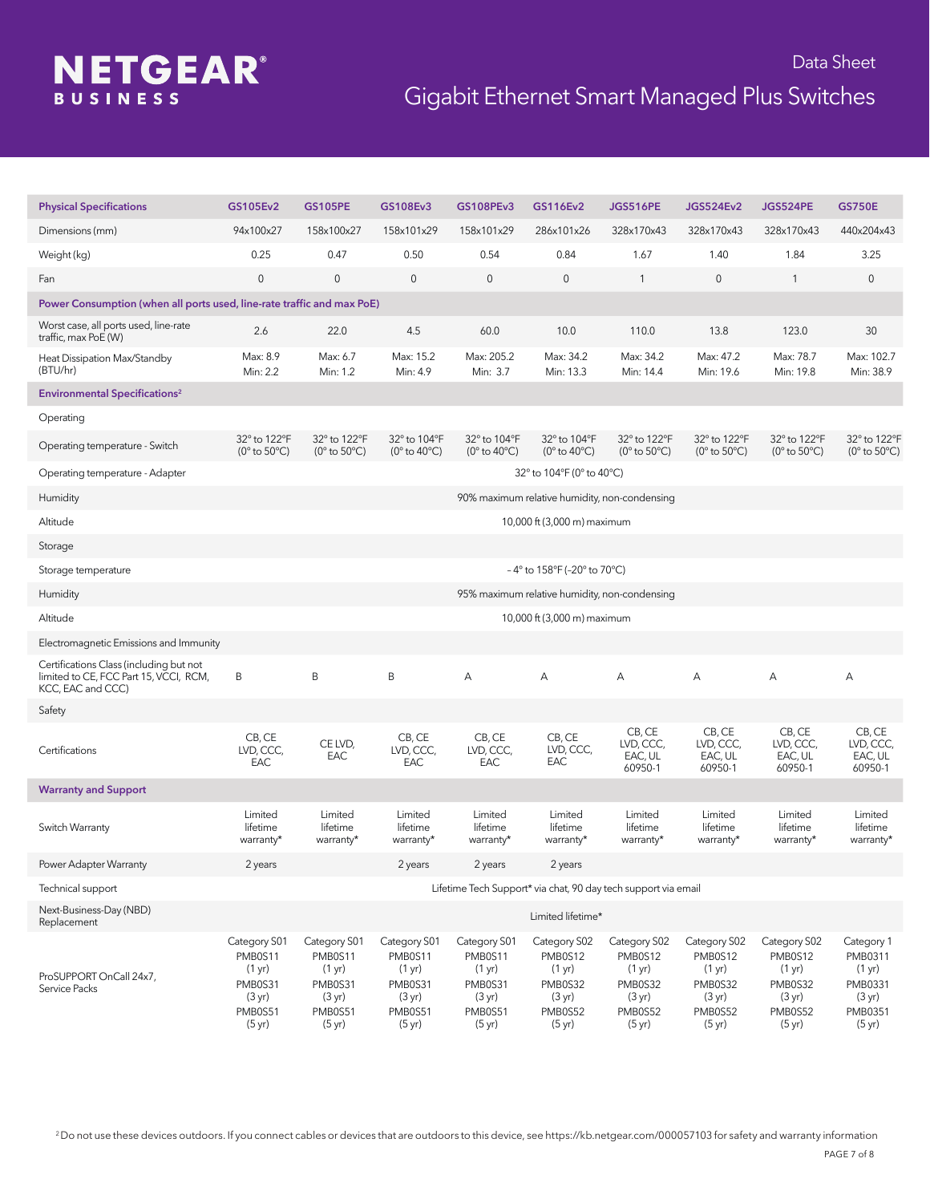# Data Sheet
## Gigabit Ethernet Smart Managed Plus Switches

| Physical Specifications | GS105Ev2 | GS105PE | GS108Ev3 | GS108PEv3 | GS116Ev2 | JGS516PE | JGS524Ev2 | JGS524PE | GS750E |
|---|---|---|---|---|---|---|---|---|---|
| Dimensions (mm) | 94x100x27 | 158x100x27 | 158x101x29 | 158x101x29 | 286x101x26 | 328x170x43 | 328x170x43 | 328x170x43 | 440x204x43 |
| Weight (kg) | 0.25 | 0.47 | 0.50 | 0.54 | 0.84 | 1.67 | 1.40 | 1.84 | 3.25 |
| Fan | 0 | 0 | 0 | 0 | 0 | 1 | 0 | 1 | 0 |
| **Power Consumption (when all ports used, line-rate traffic and max PoE)** | | | | | | | | | |
| Worst case, all ports used, line-rate traffic, max PoE (W) | 2.6 | 22.0 | 4.5 | 60.0 | 10.0 | 110.0 | 13.8 | 123.0 | 30 |
| Heat Dissipation Max/Standby (BTU/hr) | Max: 8.9 Min: 2.2 | Max: 6.7 Min: 1.2 | Max: 15.2 Min: 4.9 | Max: 205.2 Min: 3.7 | Max: 34.2 Min: 13.3 | Max: 34.2 Min: 14.4 | Max: 47.2 Min: 19.6 | Max: 78.7 Min: 19.8 | Max: 102.7 Min: 38.9 |
| **Environmental Specifications[2]** | | | | | | | | | |
| Operating | | | | | | | | | |
| Operating temperature - Switch | 32° to 122°F (0° to 50°C) | 32° to 122°F (0° to 50°C) | 32° to 104°F (0° to 40°C) | 32° to 104°F (0° to 40°C) | 32° to 104°F (0° to 40°C) | 32° to 122°F (0° to 50°C) | 32° to 122°F (0° to 50°C) | 32° to 122°F (0° to 50°C) | 32° to 122°F (0° to 50°C) |
| Operating temperature - Adapter | 32° to 104°F (0° to 40°C) | | | | | | | | |
| Humidity | 90% maximum relative humidity, non-condensing | | | | | | | | |
| Altitude | 10,000 ft (3,000 m) maximum | | | | | | | | |
| Storage | | | | | | | | | |
| Storage temperature | - 4° to 158°F (-20° to 70°C) | | | | | | | | |
| Humidity | 95% maximum relative humidity, non-condensing | | | | | | | | |
| Altitude | 10,000 ft (3,000 m) maximum | | | | | | | | |
| Electromagnetic Emissions and Immunity | | | | | | | | | |
| Certifications Class (including but not limited to CE, FCC Part 15, VCCI, RCM, KCC, EAC and CCC) | B | B | B | A | A | A | A | A | A |
| Safety | | | | | | | | | |
| Certifications | CB, CE LVD, CCC, EAC | CE LVD, EAC | CB, CE LVD, CCC, EAC | CB, CE LVD, CCC, EAC | CB, CE LVD, CCC, EAC | CB, CE LVD, CCC, EAC, UL 60950-1 | CB, CE LVD, CCC, EAC, UL 60950-1 | CB, CE LVD, CCC, EAC, UL 60950-1 | CB, CE LVD, CCC, EAC, UL 60950-1 |
| **Warranty and Support** | | | | | | | | | |
| Switch Warranty | Limited lifetime warranty* | Limited lifetime warranty* | Limited lifetime warranty* | Limited lifetime warranty* | Limited lifetime warranty* | Limited lifetime warranty* | Limited lifetime warranty* | Limited lifetime warranty* | Limited lifetime warranty* |
| Power Adapter Warranty | 2 years | | 2 years | 2 years | 2 years | | | | |
| Technical support | Lifetime Tech Support* via chat, 90 day tech support via email | | | | | | | | |
| Next-Business-Day (NBD) Replacement | Limited lifetime* | | | | | | | | |
| ProSUPPORT OnCall 24x7, Service Packs | Category S01 PMB0S11 (1 yr) PMB0S31 (3 yr) PMB0S51 (5 yr) | Category S01 PMB0S11 (1 yr) PMB0S31 (3 yr) PMB0S51 (5 yr) | Category S01 PMB0S11 (1 yr) PMB0S31 (3 yr) PMB0S51 (5 yr) | Category S01 PMB0S11 (1 yr) PMB0S31 (3 yr) PMB0S51 (5 yr) | Category S02 PMB0S12 (1 yr) PMB0S32 (3 yr) PMB0S52 (5 yr) | Category S02 PMB0S12 (1 yr) PMB0S32 (3 yr) PMB0S52 (5 yr) | Category S02 PMB0S12 (1 yr) PMB0S32 (3 yr) PMB0S52 (5 yr) | Category S02 PMB0S12 (1 yr) PMB0S32 (3 yr) PMB0S52 (5 yr) | Category 1 PMB0311 (1 yr) PMB0331 (3 yr) PMB0351 (5 yr) |

[2] Do not use these devices outdoors. If you connect cables or devices that are outdoors to this device, see https://kb.netgear.com/000057103 for safety and warranty information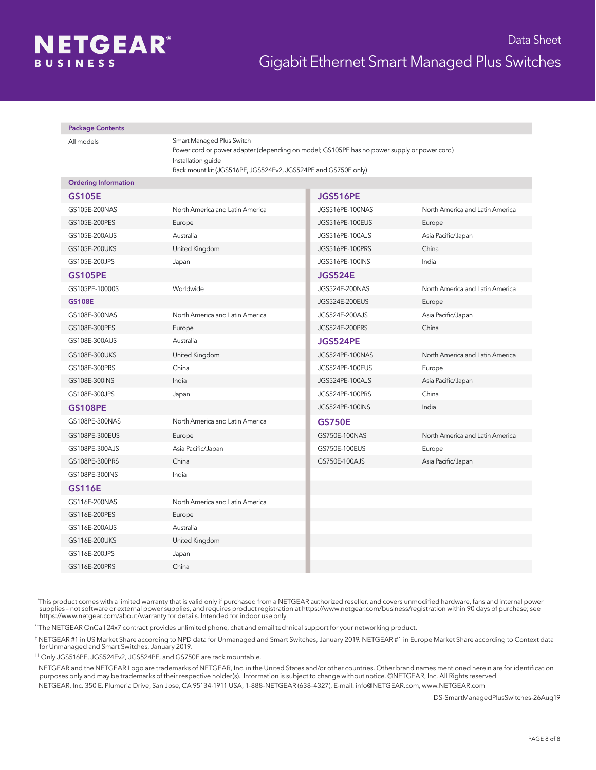| Package Contents | |
|---|---|
| All models | Smart Managed Plus Switch<br>Power cord or power adapter (depending on model; GS105PE has no power supply or power cord)<br>Installation guide<br>Rack mount kit (JGS516PE, JGS524Ev2, JGS524PE and GS750E only) |

**Ordering Information**

| | | | |
|---|---|---|---|
| **GS105E** | | **JGS516PE** | |
| GS105E-200NAS | North America and Latin America | JGS516PE-100NAS | North America and Latin America |
| GS105E-200PES | Europe | JGS516PE-100EUS | Europe |
| GS105E-200AUS | Australia | JGS516PE-100AJS | Asia Pacific/Japan |
| GS105E-200UKS | United Kingdom | JGS516PE-100PRS | China |
| GS105E-200JPS | Japan | JGS516PE-100INS | India |
| **GS105PE** | | **JGS524E** | |
| GS105PE-10000S | Worldwide | JGS524E-200NAS | North America and Latin America |
| **GS108E** | | JGS524E-200EUS | Europe |
| GS108E-300NAS | North America and Latin America | JGS524E-200AJS | Asia Pacific/Japan |
| GS108E-300PES | Europe | JGS524E-200PRS | China |
| GS108E-300AUS | Australia | **JGS524PE** | |
| GS108E-300UKS | United Kingdom | JGS524PE-100NAS | North America and Latin America |
| GS108E-300PRS | China | JGS524PE-100EUS | Europe |
| GS108E-300INS | India | JGS524PE-100AJS | Asia Pacific/Japan |
| GS108E-300JPS | Japan | JGS524PE-100PRS | China |
| **GS108PE** | | JGS524PE-100INS | India |
| GS108PE-300NAS | North America and Latin America | **GS750E** | |
| GS108PE-300EUS | Europe | GS750E-100NAS | North America and Latin America |
| GS108PE-300AJS | Asia Pacific/Japan | GS750E-100EUS | Europe |
| GS108PE-300PRS | China | GS750E-100AJS | Asia Pacific/Japan |
| GS108PE-300INS | India | | |
| **GS116E** | | | |
| GS116E-200NAS | North America and Latin America | | |
| GS116E-200PES | Europe | | |
| GS116E-200AUS | Australia | | |
| GS116E-200UKS | United Kingdom | | |
| GS116E-200JPS | Japan | | |
| GS116E-200PRS | China | | |

*This product comes with a limited warranty that is valid only if purchased from a NETGEAR authorized reseller, and covers unmodified hardware, fans and internal power supplies – not software or external power supplies, and requires product registration at https://www.netgear.com/business/registration within 90 days of purchase; see https://www.netgear.com/about/warranty for details. Intended for indoor use only.

**The NETGEAR OnCall 24x7 contract provides unlimited phone, chat and email technical support for your networking product.

† NETGEAR #1 in US Market Share according to NPD data for Unmanaged and Smart Switches, January 2019. NETGEAR #1 in Europe Market Share according to Context data for Unmanaged and Smart Switches, January 2019.

†† Only JGS516PE, JGS524Ev2, JGS524PE, and GS750E are rack mountable.

NETGEAR and the NETGEAR Logo are trademarks of NETGEAR, Inc. in the United States and/or other countries. Other brand names mentioned herein are for identification purposes only and may be trademarks of their respective holder(s). Information is subject to change without notice. ©NETGEAR, Inc. All Rights reserved.

NETGEAR, Inc. 350 E. Plumeria Drive, San Jose, CA 95134-1911 USA, 1-888-NETGEAR (638-4327), E-mail: info@NETGEAR.com, www.NETGEAR.com

DS-SmartManagedPlusSwitches-26Aug19